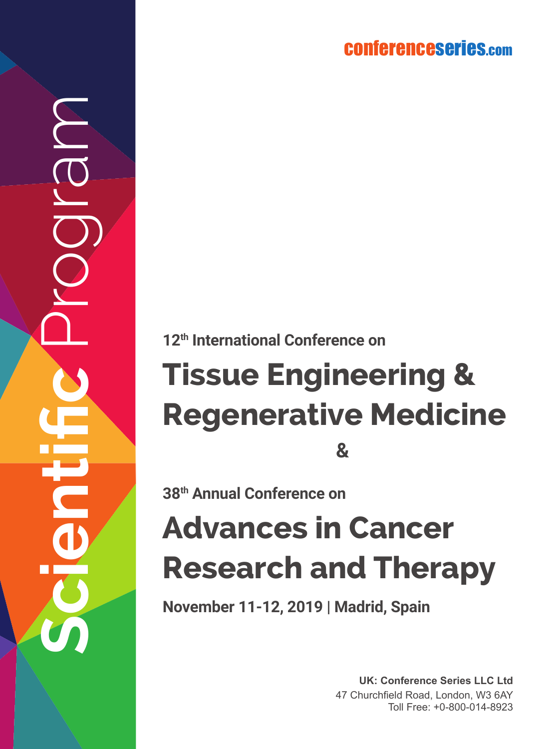conferenceseries.com

Scientific Program

12th International Conference on

# Tissue Engineering & Regenerative Medicine

&

38th Annual Conference on

# Advances in Cancer Research and Therapy

**November 11-12, 2019 | Madrid, Spain**

**UK: Conference Series LLC Ltd**
47 Churchfield Road, London, W3 6AY
Toll Free: +0-800-014-8923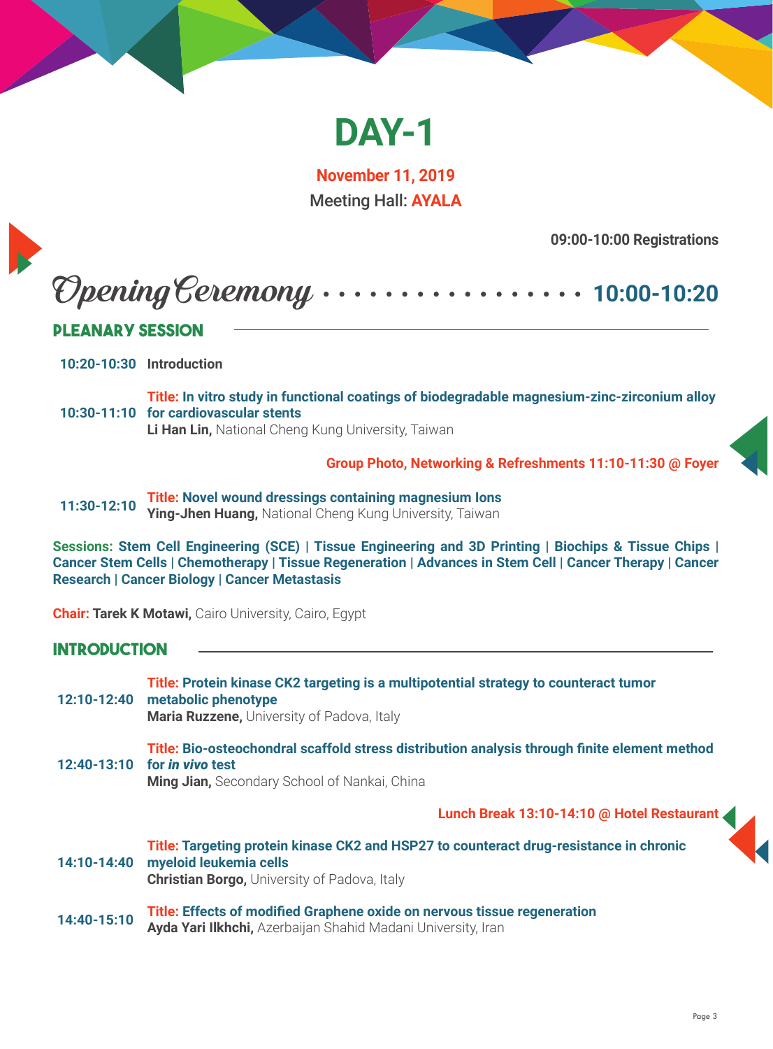# DAY-1

**November 11, 2019**

Meeting Hall: **AYALA**

**09:00-10:00 Registrations**

## Opening Ceremony ................. 10:00-10:20

## PLEANARY SESSION

**10:20-10:30** **Introduction**

**10:30-11:10** **Title: In vitro study in functional coatings of biodegradable magnesium-zinc-zirconium alloy for cardiovascular stents**
**Li Han Lin,** National Cheng Kung University, Taiwan

**Group Photo, Networking & Refreshments 11:10-11:30 @ Foyer**

**11:30-12:10** **Title: Novel wound dressings containing magnesium Ions**
**Ying-Jhen Huang,** National Cheng Kung University, Taiwan

**Sessions: Stem Cell Engineering (SCE) | Tissue Engineering and 3D Printing | Biochips & Tissue Chips | Cancer Stem Cells | Chemotherapy | Tissue Regeneration | Advances in Stem Cell | Cancer Therapy | Cancer Research | Cancer Biology | Cancer Metastasis**

**Chair: Tarek K Motawi,** Cairo University, Cairo, Egypt

## INTRODUCTION

**12:10-12:40** **Title: Protein kinase CK2 targeting is a multipotential strategy to counteract tumor metabolic phenotype**
**Maria Ruzzene,** University of Padova, Italy

**12:40-13:10** **Title: Bio-osteochondral scaffold stress distribution analysis through finite element method for *in vivo* test**
**Ming Jian,** Secondary School of Nankai, China

**Lunch Break 13:10-14:10 @ Hotel Restaurant**

**14:10-14:40** **Title: Targeting protein kinase CK2 and HSP27 to counteract drug-resistance in chronic myeloid leukemia cells**
**Christian Borgo,** University of Padova, Italy

**14:40-15:10** **Title: Effects of modified Graphene oxide on nervous tissue regeneration**
**Ayda Yari Ilkhchi,** Azerbaijan Shahid Madani University, Iran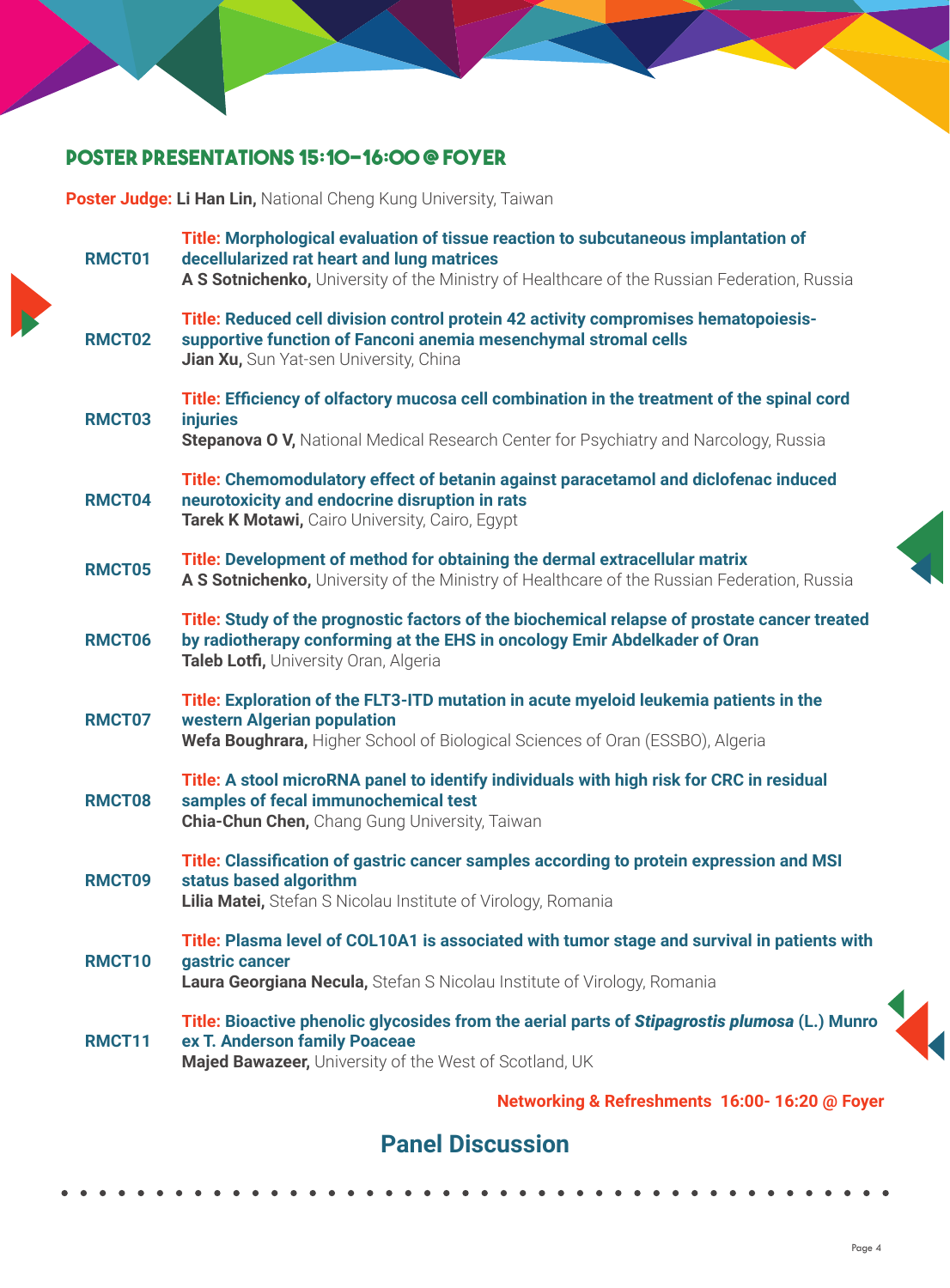## POSTER PRESENTATIONS 15:10-16:00 @ FOYER

**Poster Judge: Li Han Lin,** National Cheng Kung University, Taiwan

**RMCT01**
**Title: Morphological evaluation of tissue reaction to subcutaneous implantation of decellularized rat heart and lung matrices**
**A S Sotnichenko,** University of the Ministry of Healthcare of the Russian Federation, Russia

**RMCT02**
**Title: Reduced cell division control protein 42 activity compromises hematopoiesis-supportive function of Fanconi anemia mesenchymal stromal cells**
**Jian Xu,** Sun Yat-sen University, China

**RMCT03**
**Title: Efficiency of olfactory mucosa cell combination in the treatment of the spinal cord injuries**
**Stepanova O V,** National Medical Research Center for Psychiatry and Narcology, Russia

**RMCT04**
**Title: Chemomodulatory effect of betanin against paracetamol and diclofenac induced neurotoxicity and endocrine disruption in rats**
**Tarek K Motawi,** Cairo University, Cairo, Egypt

**RMCT05**
**Title: Development of method for obtaining the dermal extracellular matrix**
**A S Sotnichenko,** University of the Ministry of Healthcare of the Russian Federation, Russia

**RMCT06**
**Title: Study of the prognostic factors of the biochemical relapse of prostate cancer treated by radiotherapy conforming at the EHS in oncology Emir Abdelkader of Oran**
**Taleb Lotfi,** University Oran, Algeria

**RMCT07**
**Title: Exploration of the FLT3-ITD mutation in acute myeloid leukemia patients in the western Algerian population**
**Wefa Boughrara,** Higher School of Biological Sciences of Oran (ESSBO), Algeria

**RMCT08**
**Title: A stool microRNA panel to identify individuals with high risk for CRC in residual samples of fecal immunochemical test**
**Chia-Chun Chen,** Chang Gung University, Taiwan

**RMCT09**
**Title: Classification of gastric cancer samples according to protein expression and MSI status based algorithm**
**Lilia Matei,** Stefan S Nicolau Institute of Virology, Romania

**RMCT10**
**Title: Plasma level of COL10A1 is associated with tumor stage and survival in patients with gastric cancer**
**Laura Georgiana Necula,** Stefan S Nicolau Institute of Virology, Romania

**RMCT11**
**Title: Bioactive phenolic glycosides from the aerial parts of *Stipagrostis plumosa* (L.) Munro ex T. Anderson family Poaceae**
**Majed Bawazeer,** University of the West of Scotland, UK

**Networking & Refreshments 16:00- 16:20 @ Foyer**

## Panel Discussion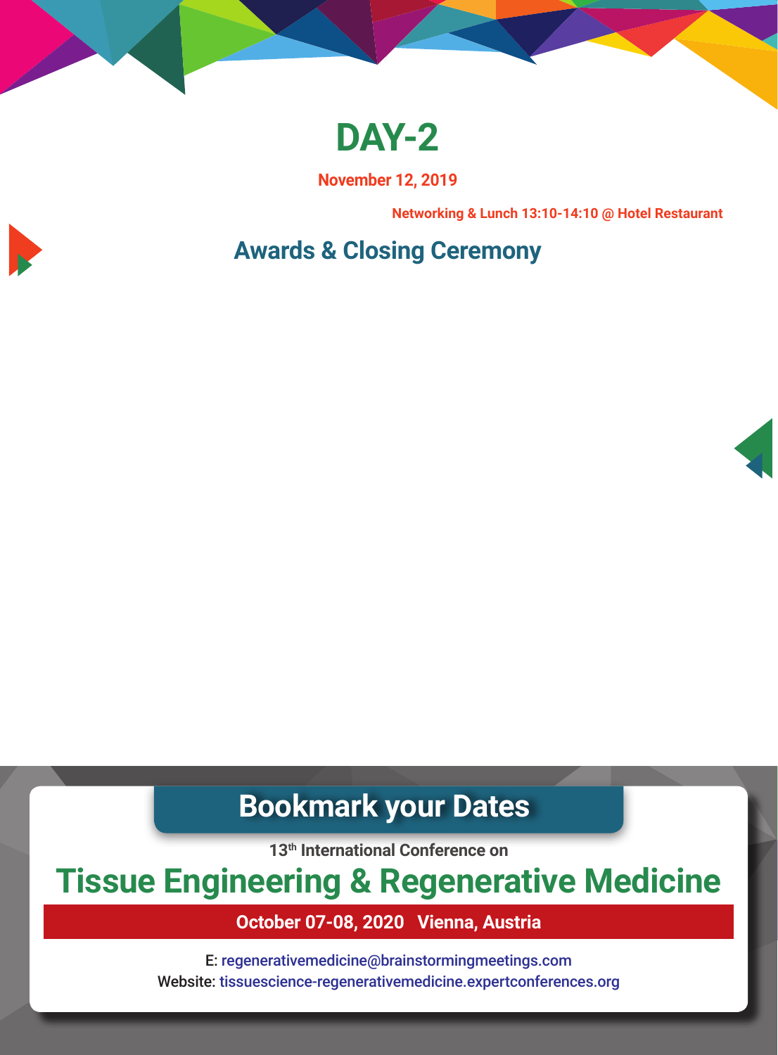# DAY-2

**November 12, 2019**

**Networking & Lunch 13:10-14:10 @ Hotel Restaurant**

## Awards & Closing Ceremony

## Bookmark your Dates

**13th International Conference on**

# Tissue Engineering & Regenerative Medicine

**October 07-08, 2020 Vienna, Austria**

E: regenerativemedicine@brainstormingmeetings.com
Website: tissuescience-regenerativemedicine.expertconferences.org